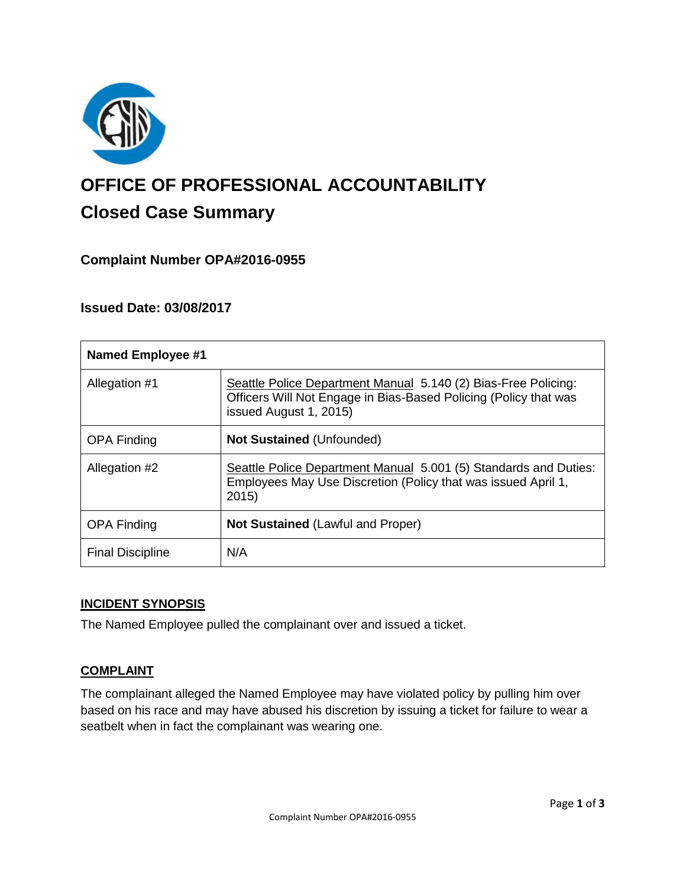# OFFICE OF PROFESSIONAL ACCOUNTABILITY

## Closed Case Summary

### Complaint Number OPA#2016-0955

### Issued Date: 03/08/2017

| Named Employee #1 | |
|---|---|
| Allegation #1 | Seattle Police Department Manual 5.140 (2) Bias-Free Policing: Officers Will Not Engage in Bias-Based Policing (Policy that was issued August 1, 2015) |
| OPA Finding | **Not Sustained** (Unfounded) |
| Allegation #2 | Seattle Police Department Manual 5.001 (5) Standards and Duties: Employees May Use Discretion (Policy that was issued April 1, 2015) |
| OPA Finding | **Not Sustained** (Lawful and Proper) |
| Final Discipline | N/A |

### INCIDENT SYNOPSIS

The Named Employee pulled the complainant over and issued a ticket.

### COMPLAINT

The complainant alleged the Named Employee may have violated policy by pulling him over based on his race and may have abused his discretion by issuing a ticket for failure to wear a seatbelt when in fact the complainant was wearing one.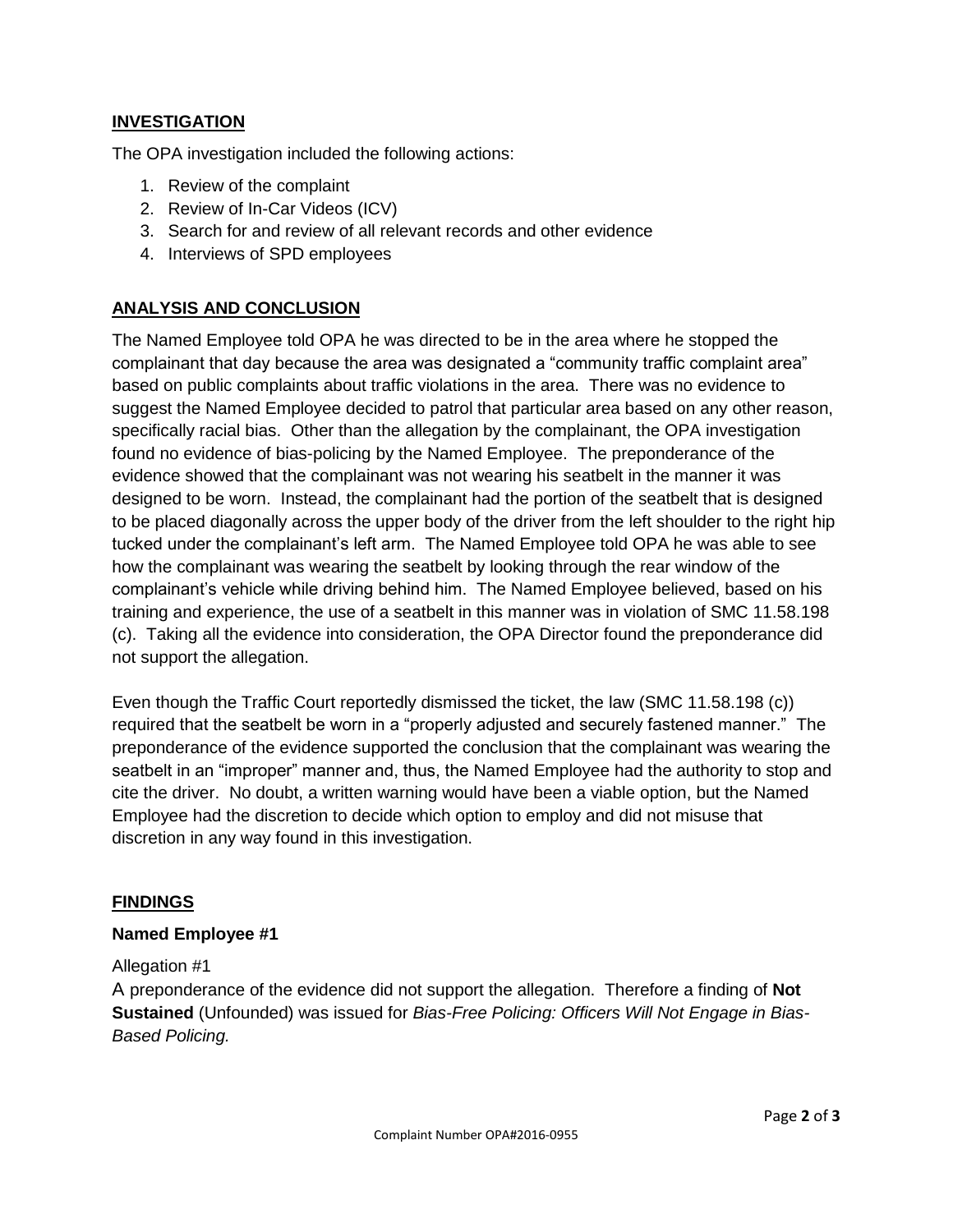## INVESTIGATION

The OPA investigation included the following actions:

1. Review of the complaint
2. Review of In-Car Videos (ICV)
3. Search for and review of all relevant records and other evidence
4. Interviews of SPD employees

## ANALYSIS AND CONCLUSION

The Named Employee told OPA he was directed to be in the area where he stopped the complainant that day because the area was designated a "community traffic complaint area" based on public complaints about traffic violations in the area. There was no evidence to suggest the Named Employee decided to patrol that particular area based on any other reason, specifically racial bias. Other than the allegation by the complainant, the OPA investigation found no evidence of bias-policing by the Named Employee. The preponderance of the evidence showed that the complainant was not wearing his seatbelt in the manner it was designed to be worn. Instead, the complainant had the portion of the seatbelt that is designed to be placed diagonally across the upper body of the driver from the left shoulder to the right hip tucked under the complainant's left arm. The Named Employee told OPA he was able to see how the complainant was wearing the seatbelt by looking through the rear window of the complainant's vehicle while driving behind him. The Named Employee believed, based on his training and experience, the use of a seatbelt in this manner was in violation of SMC 11.58.198 (c). Taking all the evidence into consideration, the OPA Director found the preponderance did not support the allegation.

Even though the Traffic Court reportedly dismissed the ticket, the law (SMC 11.58.198 (c)) required that the seatbelt be worn in a "properly adjusted and securely fastened manner." The preponderance of the evidence supported the conclusion that the complainant was wearing the seatbelt in an "improper" manner and, thus, the Named Employee had the authority to stop and cite the driver. No doubt, a written warning would have been a viable option, but the Named Employee had the discretion to decide which option to employ and did not misuse that discretion in any way found in this investigation.

## FINDINGS

### Named Employee #1

Allegation #1

A preponderance of the evidence did not support the allegation. Therefore a finding of **Not Sustained** (Unfounded) was issued for *Bias-Free Policing: Officers Will Not Engage in Bias-Based Policing.*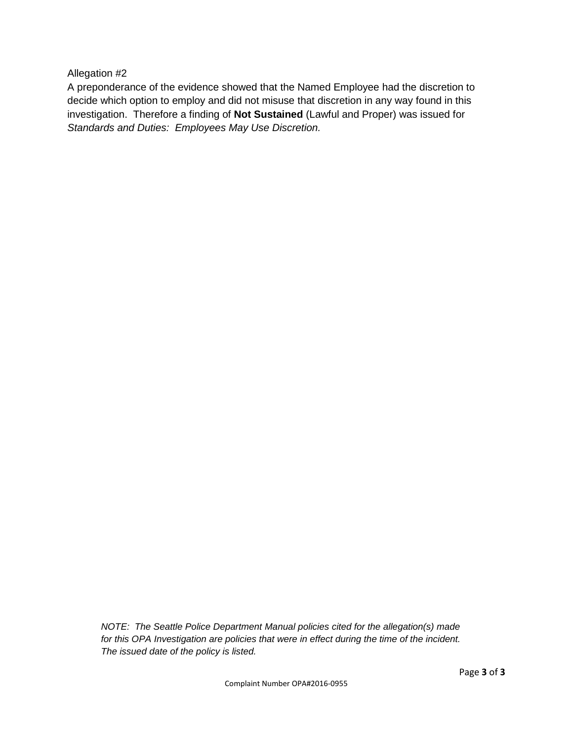Allegation #2

A preponderance of the evidence showed that the Named Employee had the discretion to decide which option to employ and did not misuse that discretion in any way found in this investigation. Therefore a finding of **Not Sustained** (Lawful and Proper) was issued for *Standards and Duties: Employees May Use Discretion.*

*NOTE: The Seattle Police Department Manual policies cited for the allegation(s) made for this OPA Investigation are policies that were in effect during the time of the incident. The issued date of the policy is listed.*